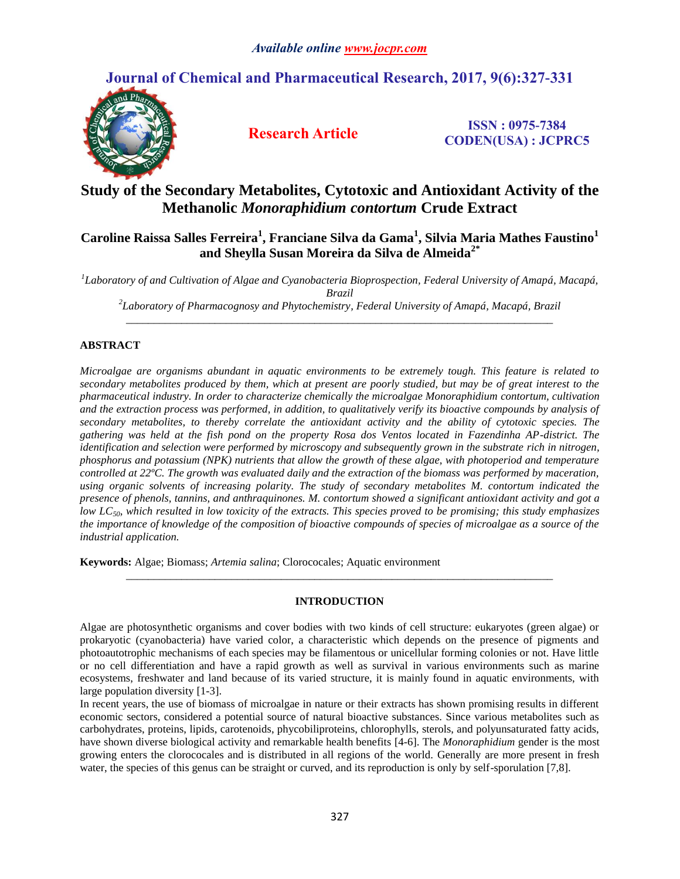# Study of the Secondary Metabolites, Cytotoxic and Antioxidant Activity of the Methanolic *Monoraphidium contortum* Crude Extract

**Caroline Raissa Salles Ferreira[1], Franciane Silva da Gama[1], Silvia Maria Mathes Faustino[1] and Sheylla Susan Moreira da Silva de Almeida[2*]**

*[1]Laboratory of and Cultivation of Algae and Cyanobacteria Bioprospection, Federal University of Amapá, Macapá, Brazil*

*[2]Laboratory of Pharmacognosy and Phytochemistry, Federal University of Amapá, Macapá, Brazil*

## ABSTRACT

*Microalgae are organisms abundant in aquatic environments to be extremely tough. This feature is related to secondary metabolites produced by them, which at present are poorly studied, but may be of great interest to the pharmaceutical industry. In order to characterize chemically the microalgae Monoraphidium contortum, cultivation and the extraction process was performed, in addition, to qualitatively verify its bioactive compounds by analysis of secondary metabolites, to thereby correlate the antioxidant activity and the ability of cytotoxic species. The gathering was held at the fish pond on the property Rosa dos Ventos located in Fazendinha AP-district. The identification and selection were performed by microscopy and subsequently grown in the substrate rich in nitrogen, phosphorus and potassium (NPK) nutrients that allow the growth of these algae, with photoperiod and temperature controlled at 22ºC. The growth was evaluated daily and the extraction of the biomass was performed by maceration, using organic solvents of increasing polarity. The study of secondary metabolites M. contortum indicated the presence of phenols, tannins, and anthraquinones. M. contortum showed a significant antioxidant activity and got a low $LC_{50}$, which resulted in low toxicity of the extracts. This species proved to be promising; this study emphasizes the importance of knowledge of the composition of bioactive compounds of species of microalgae as a source of the industrial application.*

**Keywords:** Algae; Biomass; *Artemia salina*; Clorococales; Aquatic environment

## INTRODUCTION

Algae are photosynthetic organisms and cover bodies with two kinds of cell structure: eukaryotes (green algae) or prokaryotic (cyanobacteria) have varied color, a characteristic which depends on the presence of pigments and photoautotrophic mechanisms of each species may be filamentous or unicellular forming colonies or not. Have little or no cell differentiation and have a rapid growth as well as survival in various environments such as marine ecosystems, freshwater and land because of its varied structure, it is mainly found in aquatic environments, with large population diversity [1-3].

In recent years, the use of biomass of microalgae in nature or their extracts has shown promising results in different economic sectors, considered a potential source of natural bioactive substances. Since various metabolites such as carbohydrates, proteins, lipids, carotenoids, phycobiliproteins, chlorophylls, sterols, and polyunsaturated fatty acids, have shown diverse biological activity and remarkable health benefits [4-6]. The *Monoraphidium* gender is the most growing enters the clorococales and is distributed in all regions of the world. Generally are more present in fresh water, the species of this genus can be straight or curved, and its reproduction is only by self-sporulation [7,8].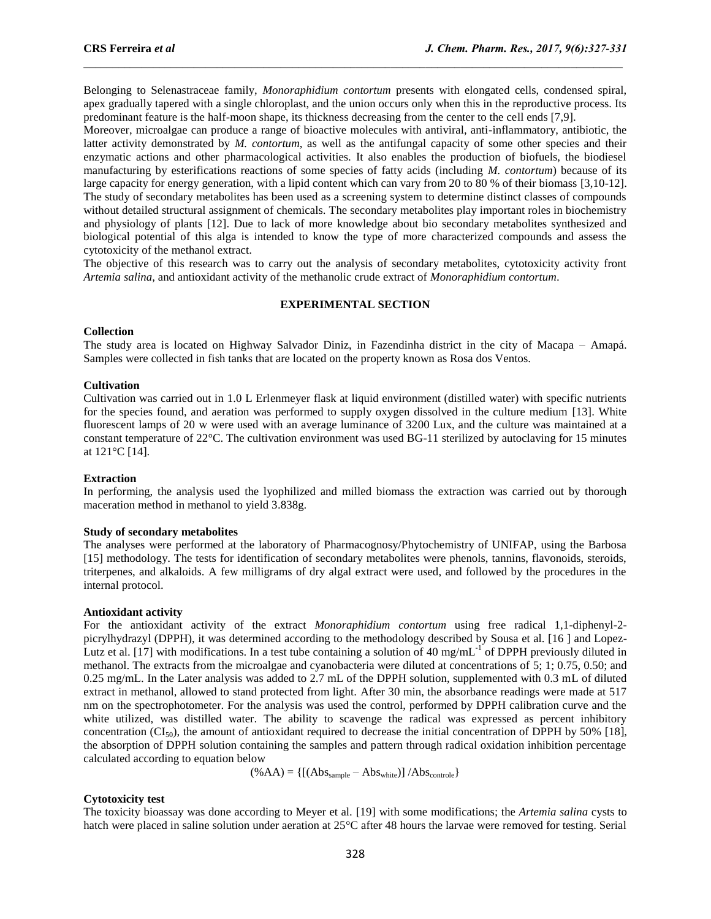Belonging to Selenastraceae family, *Monoraphidium contortum* presents with elongated cells, condensed spiral, apex gradually tapered with a single chloroplast, and the union occurs only when this in the reproductive process. Its predominant feature is the half-moon shape, its thickness decreasing from the center to the cell ends [7,9].

Moreover, microalgae can produce a range of bioactive molecules with antiviral, anti-inflammatory, antibiotic, the latter activity demonstrated by *M. contortum*, as well as the antifungal capacity of some other species and their enzymatic actions and other pharmacological activities. It also enables the production of biofuels, the biodiesel manufacturing by esterifications reactions of some species of fatty acids (including *M. contortum*) because of its large capacity for energy generation, with a lipid content which can vary from 20 to 80 % of their biomass [3,10-12]. The study of secondary metabolites has been used as a screening system to determine distinct classes of compounds without detailed structural assignment of chemicals. The secondary metabolites play important roles in biochemistry and physiology of plants [12]. Due to lack of more knowledge about bio secondary metabolites synthesized and biological potential of this alga is intended to know the type of more characterized compounds and assess the cytotoxicity of the methanol extract.

The objective of this research was to carry out the analysis of secondary metabolites, cytotoxicity activity front *Artemia salina*, and antioxidant activity of the methanolic crude extract of *Monoraphidium contortum*.

## EXPERIMENTAL SECTION

### Collection

The study area is located on Highway Salvador Diniz, in Fazendinha district in the city of Macapa – Amapá. Samples were collected in fish tanks that are located on the property known as Rosa dos Ventos.

### Cultivation

Cultivation was carried out in 1.0 L Erlenmeyer flask at liquid environment (distilled water) with specific nutrients for the species found, and aeration was performed to supply oxygen dissolved in the culture medium [13]. White fluorescent lamps of 20 w were used with an average luminance of 3200 Lux, and the culture was maintained at a constant temperature of 22°C. The cultivation environment was used BG-11 sterilized by autoclaving for 15 minutes at 121°C [14].

### Extraction

In performing, the analysis used the lyophilized and milled biomass the extraction was carried out by thorough maceration method in methanol to yield 3.838g.

### Study of secondary metabolites

The analyses were performed at the laboratory of Pharmacognosy/Phytochemistry of UNIFAP, using the Barbosa [15] methodology. The tests for identification of secondary metabolites were phenols, tannins, flavonoids, steroids, triterpenes, and alkaloids. A few milligrams of dry algal extract were used, and followed by the procedures in the internal protocol.

### Antioxidant activity

For the antioxidant activity of the extract *Monoraphidium contortum* using free radical 1,1-diphenyl-2-picrylhydrazyl (DPPH), it was determined according to the methodology described by Sousa et al. [16 ] and Lopez-Lutz et al. [17] with modifications. In a test tube containing a solution of 40 mg/mL$^{-1}$ of DPPH previously diluted in methanol. The extracts from the microalgae and cyanobacteria were diluted at concentrations of 5; 1; 0.75, 0.50; and 0.25 mg/mL. In the Later analysis was added to 2.7 mL of the DPPH solution, supplemented with 0.3 mL of diluted extract in methanol, allowed to stand protected from light. After 30 min, the absorbance readings were made at 517 nm on the spectrophotometer. For the analysis was used the control, performed by DPPH calibration curve and the white utilized, was distilled water. The ability to scavenge the radical was expressed as percent inhibitory concentration ($CI_{50}$), the amount of antioxidant required to decrease the initial concentration of DPPH by 50% [18], the absorption of DPPH solution containing the samples and pattern through radical oxidation inhibition percentage calculated according to equation below

$$(\%AA) = \{[(Abs_{sample} - Abs_{white})] / Abs_{controle}\}$$

### Cytotoxicity test

The toxicity bioassay was done according to Meyer et al. [19] with some modifications; the *Artemia salina* cysts to hatch were placed in saline solution under aeration at 25°C after 48 hours the larvae were removed for testing. Serial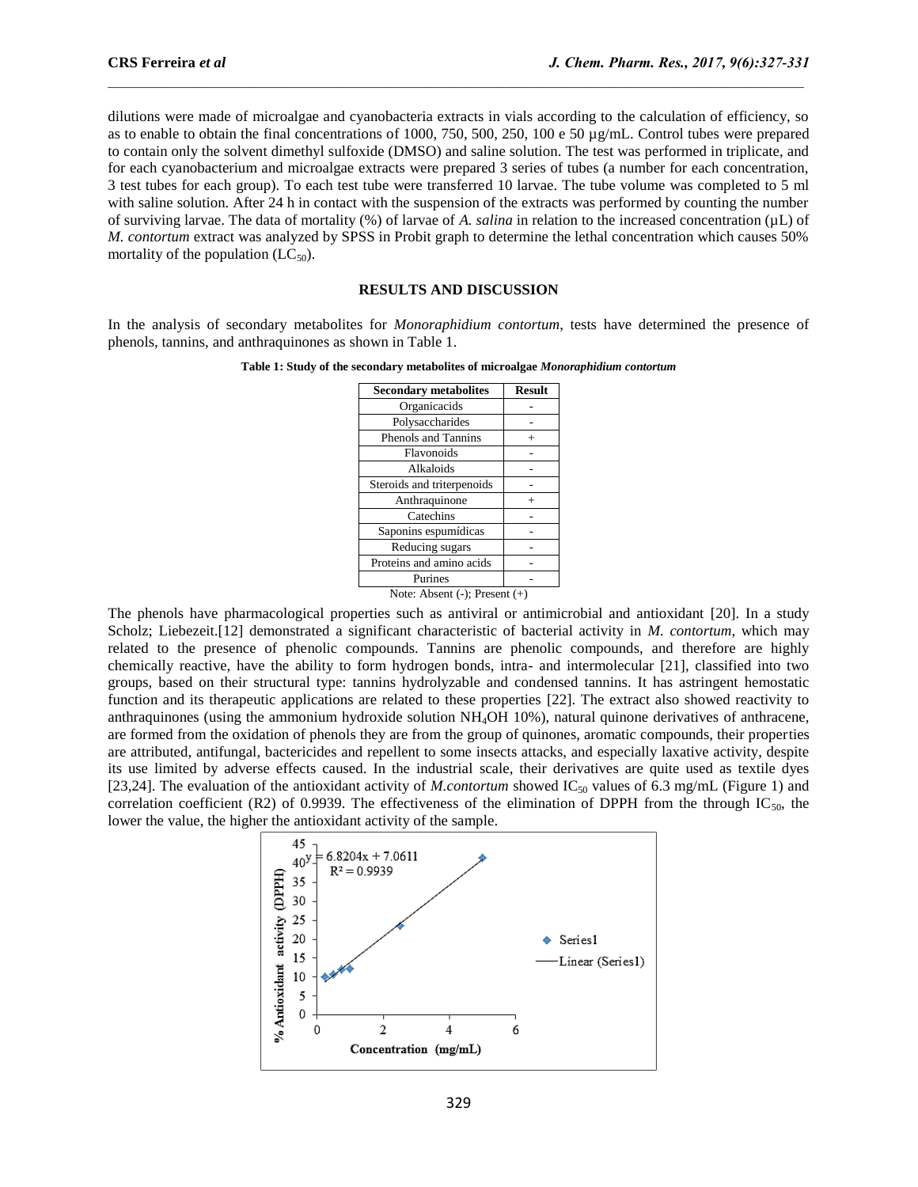dilutions were made of microalgae and cyanobacteria extracts in vials according to the calculation of efficiency, so as to enable to obtain the final concentrations of 1000, 750, 500, 250, 100 e 50 µg/mL. Control tubes were prepared to contain only the solvent dimethyl sulfoxide (DMSO) and saline solution. The test was performed in triplicate, and for each cyanobacterium and microalgae extracts were prepared 3 series of tubes (a number for each concentration, 3 test tubes for each group). To each test tube were transferred 10 larvae. The tube volume was completed to 5 ml with saline solution. After 24 h in contact with the suspension of the extracts was performed by counting the number of surviving larvae. The data of mortality (%) of larvae of *A. salina* in relation to the increased concentration (µL) of *M. contortum* extract was analyzed by SPSS in Probit graph to determine the lethal concentration which causes 50% mortality of the population ($LC_{50}$).

## RESULTS AND DISCUSSION

In the analysis of secondary metabolites for *Monoraphidium contortum*, tests have determined the presence of phenols, tannins, and anthraquinones as shown in Table 1.

**Table 1: Study of the secondary metabolites of microalgae *Monoraphidium contortum***

| Secondary metabolites | Result |
|---|---|
| Organicacids | - |
| Polysaccharides | - |
| Phenols and Tannins | + |
| Flavonoids | - |
| Alkaloids | - |
| Steroids and triterpenoids | - |
| Anthraquinone | + |
| Catechins | - |
| Saponins espumídicas | - |
| Reducing sugars | - |
| Proteins and amino acids | - |
| Purines | - |

Note: Absent (-); Present (+)

The phenols have pharmacological properties such as antiviral or antimicrobial and antioxidant [20]. In a study Scholz; Liebezeit.[12] demonstrated a significant characteristic of bacterial activity in *M. contortum*, which may related to the presence of phenolic compounds. Tannins are phenolic compounds, and therefore are highly chemically reactive, have the ability to form hydrogen bonds, intra- and intermolecular [21], classified into two groups, based on their structural type: tannins hydrolyzable and condensed tannins. It has astringent hemostatic function and its therapeutic applications are related to these properties [22]. The extract also showed reactivity to anthraquinones (using the ammonium hydroxide solution $NH_4OH$ 10%), natural quinone derivatives of anthracene, are formed from the oxidation of phenols they are from the group of quinones, aromatic compounds, their properties are attributed, antifungal, bactericides and repellent to some insects attacks, and especially laxative activity, despite its use limited by adverse effects caused. In the industrial scale, their derivatives are quite used as textile dyes [23,24]. The evaluation of the antioxidant activity of *M.contortum* showed $IC_{50}$ values of 6.3 mg/mL (Figure 1) and correlation coefficient (R2) of 0.9939. The effectiveness of the elimination of DPPH from the through $IC_{50}$, the lower the value, the higher the antioxidant activity of the sample.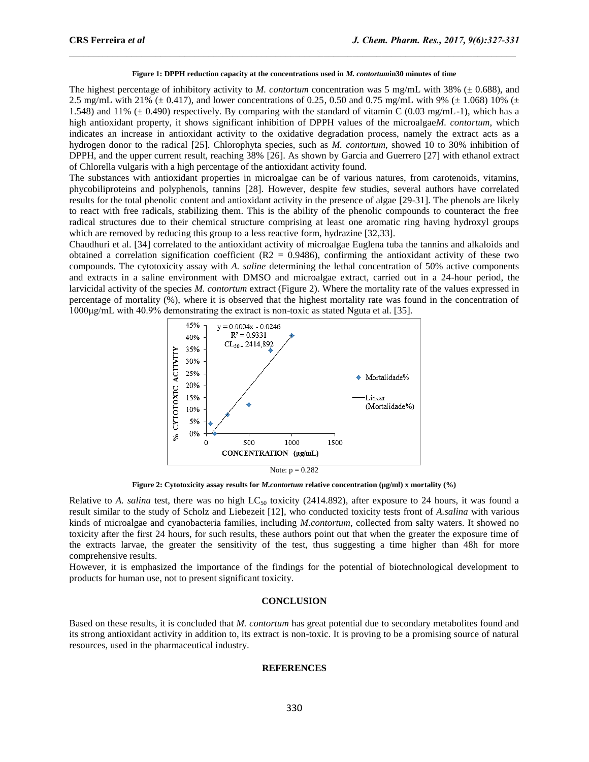**Figure 1: DPPH reduction capacity at the concentrations used in *M. contortum*in30 minutes of time**

The highest percentage of inhibitory activity to *M. contortum* concentration was 5 mg/mL with 38% (± 0.688), and 2.5 mg/mL with 21% (± 0.417), and lower concentrations of 0.25, 0.50 and 0.75 mg/mL with 9% (± 1.068) 10% (± 1.548) and 11% (± 0.490) respectively. By comparing with the standard of vitamin C (0.03 mg/mL-1), which has a high antioxidant property, it shows significant inhibition of DPPH values of the microalgae*M. contortum*, which indicates an increase in antioxidant activity to the oxidative degradation process, namely the extract acts as a hydrogen donor to the radical [25]. Chlorophyta species, such as *M. contortum*, showed 10 to 30% inhibition of DPPH, and the upper current result, reaching 38% [26]. As shown by Garcia and Guerrero [27] with ethanol extract of Chlorella vulgaris with a high percentage of the antioxidant activity found.

The substances with antioxidant properties in microalgae can be of various natures, from carotenoids, vitamins, phycobiliproteins and polyphenols, tannins [28]. However, despite few studies, several authors have correlated results for the total phenolic content and antioxidant activity in the presence of algae [29-31]. The phenols are likely to react with free radicals, stabilizing them. This is the ability of the phenolic compounds to counteract the free radical structures due to their chemical structure comprising at least one aromatic ring having hydroxyl groups which are removed by reducing this group to a less reactive form, hydrazine [32,33].

Chaudhuri et al. [34] correlated to the antioxidant activity of microalgae Euglena tuba the tannins and alkaloids and obtained a correlation signification coefficient (R2 = 0.9486), confirming the antioxidant activity of these two compounds. The cytotoxicity assay with *A. saline* determining the lethal concentration of 50% active components and extracts in a saline environment with DMSO and microalgae extract, carried out in a 24-hour period, the larvicidal activity of the species *M. contortum* extract (Figure 2). Where the mortality rate of the values expressed in percentage of mortality (%), where it is observed that the highest mortality rate was found in the concentration of 1000μg/mL with 40.9% demonstrating the extract is non-toxic as stated Nguta et al. [35].

Note: p = 0.282

**Figure 2: Cytotoxicity assay results for *M.contortum* relative concentration (μg/ml) x mortality (%)**

Relative to *A. salina* test, there was no high $LC_{50}$ toxicity (2414.892), after exposure to 24 hours, it was found a result similar to the study of Scholz and Liebezeit [12], who conducted toxicity tests front of *A.salina* with various kinds of microalgae and cyanobacteria families, including *M.contortum*, collected from salty waters. It showed no toxicity after the first 24 hours, for such results, these authors point out that when the greater the exposure time of the extracts larvae, the greater the sensitivity of the test, thus suggesting a time higher than 48h for more comprehensive results.

However, it is emphasized the importance of the findings for the potential of biotechnological development to products for human use, not to present significant toxicity.

## CONCLUSION

Based on these results, it is concluded that *M. contortum* has great potential due to secondary metabolites found and its strong antioxidant activity in addition to, its extract is non-toxic. It is proving to be a promising source of natural resources, used in the pharmaceutical industry.

## REFERENCES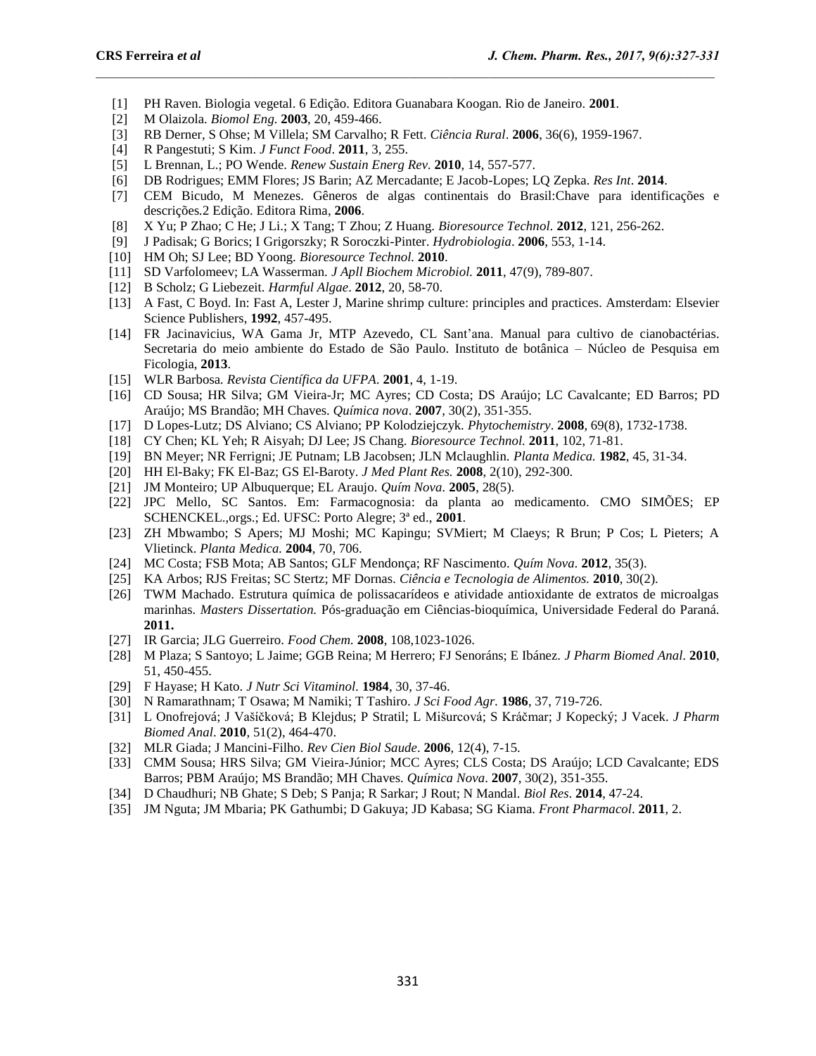[1] PH Raven. Biologia vegetal. 6 Edição. Editora Guanabara Koogan. Rio de Janeiro. **2001**.

[2] M Olaizola. *Biomol Eng.* **2003**, 20, 459-466.

[3] RB Derner, S Ohse; M Villela; SM Carvalho; R Fett. *Ciência Rural*. **2006**, 36(6), 1959-1967.

[4] R Pangestuti; S Kim. *J Funct Food*. **2011**, 3, 255.

[5] L Brennan, L.; PO Wende. *Renew Sustain Energ Rev.* **2010**, 14, 557-577.

[6] DB Rodrigues; EMM Flores; JS Barin; AZ Mercadante; E Jacob-Lopes; LQ Zepka. *Res Int*. **2014**.

[7] CEM Bicudo, M Menezes. Gêneros de algas continentais do Brasil:Chave para identificações e descrições.2 Edição. Editora Rima, **2006**.

[8] X Yu; P Zhao; C He; J Li.; X Tang; T Zhou; Z Huang. *Bioresource Technol.* **2012**, 121, 256-262.

[9] J Padisak; G Borics; I Grigorszky; R Soroczki-Pinter. *Hydrobiologia*. **2006**, 553, 1-14.

[10] HM Oh; SJ Lee; BD Yoong. *Bioresource Technol.* **2010**.

[11] SD Varfolomeev; LA Wasserman. *J Apll Biochem Microbiol.* **2011**, 47(9), 789-807.

[12] B Scholz; G Liebezeit. *Harmful Algae*. **2012**, 20, 58-70.

[13] A Fast, C Boyd. In: Fast A, Lester J, Marine shrimp culture: principles and practices. Amsterdam: Elsevier Science Publishers, **1992**, 457-495.

[14] FR Jacinavicius, WA Gama Jr, MTP Azevedo, CL Sant'ana. Manual para cultivo de cianobactérias. Secretaria do meio ambiente do Estado de São Paulo. Instituto de botânica – Núcleo de Pesquisa em Ficologia, **2013**.

[15] WLR Barbosa. *Revista Científica da UFPA*. **2001**, 4, 1-19.

[16] CD Sousa; HR Silva; GM Vieira-Jr; MC Ayres; CD Costa; DS Araújo; LC Cavalcante; ED Barros; PD Araújo; MS Brandão; MH Chaves. *Química nova*. **2007**, 30(2), 351-355.

[17] D Lopes-Lutz; DS Alviano; CS Alviano; PP Kolodziejczyk. *Phytochemistry*. **2008**, 69(8), 1732-1738.

[18] CY Chen; KL Yeh; R Aisyah; DJ Lee; JS Chang. *Bioresource Technol.* **2011**, 102, 71-81.

[19] BN Meyer; NR Ferrigni; JE Putnam; LB Jacobsen; JLN Mclaughlin. *Planta Medica.* **1982**, 45, 31-34.

[20] HH El-Baky; FK El-Baz; GS El-Baroty. *J Med Plant Res.* **2008**, 2(10), 292-300.

[21] JM Monteiro; UP Albuquerque; EL Araujo. *Quím Nova*. **2005**, 28(5).

[22] JPC Mello, SC Santos. Em: Farmacognosia: da planta ao medicamento. CMO SIMÕES; EP SCHENCKEL.,orgs.; Ed. UFSC: Porto Alegre; 3ª ed., **2001**.

[23] ZH Mbwambo; S Apers; MJ Moshi; MC Kapingu; SVMiert; M Claeys; R Brun; P Cos; L Pieters; A Vlietinck. *Planta Medica.* **2004**, 70, 706.

[24] MC Costa; FSB Mota; AB Santos; GLF Mendonça; RF Nascimento. *Quím Nova.* **2012**, 35(3).

[25] KA Arbos; RJS Freitas; SC Stertz; MF Dornas. *Ciência e Tecnologia de Alimentos.* **2010**, 30(2).

[26] TWM Machado. Estrutura química de polissacarídeos e atividade antioxidante de extratos de microalgas marinhas. *Masters Dissertation.* Pós-graduação em Ciências-bioquímica, Universidade Federal do Paraná. **2011.**

[27] IR Garcia; JLG Guerreiro. *Food Chem.* **2008**, 108,1023-1026.

[28] M Plaza; S Santoyo; L Jaime; GGB Reina; M Herrero; FJ Senoráns; E Ibánez. *J Pharm Biomed Anal*. **2010**, 51, 450-455.

[29] F Hayase; H Kato. *J Nutr Sci Vitaminol.* **1984**, 30, 37-46.

[30] N Ramarathnam; T Osawa; M Namiki; T Tashiro. *J Sci Food Agr.* **1986**, 37, 719-726.

[31] L Onofrejová; J Vašíčková; B Klejdus; P Stratil; L Mišurcová; S Kráčmar; J Kopecký; J Vacek. *J Pharm Biomed Anal*. **2010**, 51(2), 464-470.

[32] MLR Giada; J Mancini-Filho. *Rev Cien Biol Saude*. **2006**, 12(4), 7-15.

[33] CMM Sousa; HRS Silva; GM Vieira-Júnior; MCC Ayres; CLS Costa; DS Araújo; LCD Cavalcante; EDS Barros; PBM Araújo; MS Brandão; MH Chaves. *Química Nova*. **2007**, 30(2), 351-355.

[34] D Chaudhuri; NB Ghate; S Deb; S Panja; R Sarkar; J Rout; N Mandal. *Biol Res*. **2014**, 47-24.

[35] JM Nguta; JM Mbaria; PK Gathumbi; D Gakuya; JD Kabasa; SG Kiama. *Front Pharmacol*. **2011**, 2.